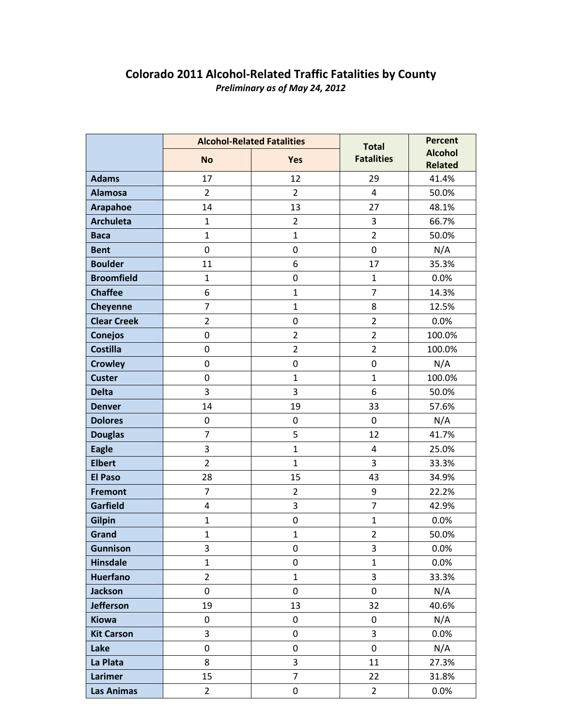## Colorado 2011 Alcohol-Related Traffic Fatalities by County

*Preliminary as of May 24, 2012*

| | Alcohol-Related Fatalities | | Total Fatalities | Percent Alcohol Related |
|---|---|---|---|---|
| | No | Yes | | |
| **Adams** | 17 | 12 | 29 | 41.4% |
| **Alamosa** | 2 | 2 | 4 | 50.0% |
| **Arapahoe** | 14 | 13 | 27 | 48.1% |
| **Archuleta** | 1 | 2 | 3 | 66.7% |
| **Baca** | 1 | 1 | 2 | 50.0% |
| **Bent** | 0 | 0 | 0 | N/A |
| **Boulder** | 11 | 6 | 17 | 35.3% |
| **Broomfield** | 1 | 0 | 1 | 0.0% |
| **Chaffee** | 6 | 1 | 7 | 14.3% |
| **Cheyenne** | 7 | 1 | 8 | 12.5% |
| **Clear Creek** | 2 | 0 | 2 | 0.0% |
| **Conejos** | 0 | 2 | 2 | 100.0% |
| **Costilla** | 0 | 2 | 2 | 100.0% |
| **Crowley** | 0 | 0 | 0 | N/A |
| **Custer** | 0 | 1 | 1 | 100.0% |
| **Delta** | 3 | 3 | 6 | 50.0% |
| **Denver** | 14 | 19 | 33 | 57.6% |
| **Dolores** | 0 | 0 | 0 | N/A |
| **Douglas** | 7 | 5 | 12 | 41.7% |
| **Eagle** | 3 | 1 | 4 | 25.0% |
| **Elbert** | 2 | 1 | 3 | 33.3% |
| **El Paso** | 28 | 15 | 43 | 34.9% |
| **Fremont** | 7 | 2 | 9 | 22.2% |
| **Garfield** | 4 | 3 | 7 | 42.9% |
| **Gilpin** | 1 | 0 | 1 | 0.0% |
| **Grand** | 1 | 1 | 2 | 50.0% |
| **Gunnison** | 3 | 0 | 3 | 0.0% |
| **Hinsdale** | 1 | 0 | 1 | 0.0% |
| **Huerfano** | 2 | 1 | 3 | 33.3% |
| **Jackson** | 0 | 0 | 0 | N/A |
| **Jefferson** | 19 | 13 | 32 | 40.6% |
| **Kiowa** | 0 | 0 | 0 | N/A |
| **Kit Carson** | 3 | 0 | 3 | 0.0% |
| **Lake** | 0 | 0 | 0 | N/A |
| **La Plata** | 8 | 3 | 11 | 27.3% |
| **Larimer** | 15 | 7 | 22 | 31.8% |
| **Las Animas** | 2 | 0 | 2 | 0.0% |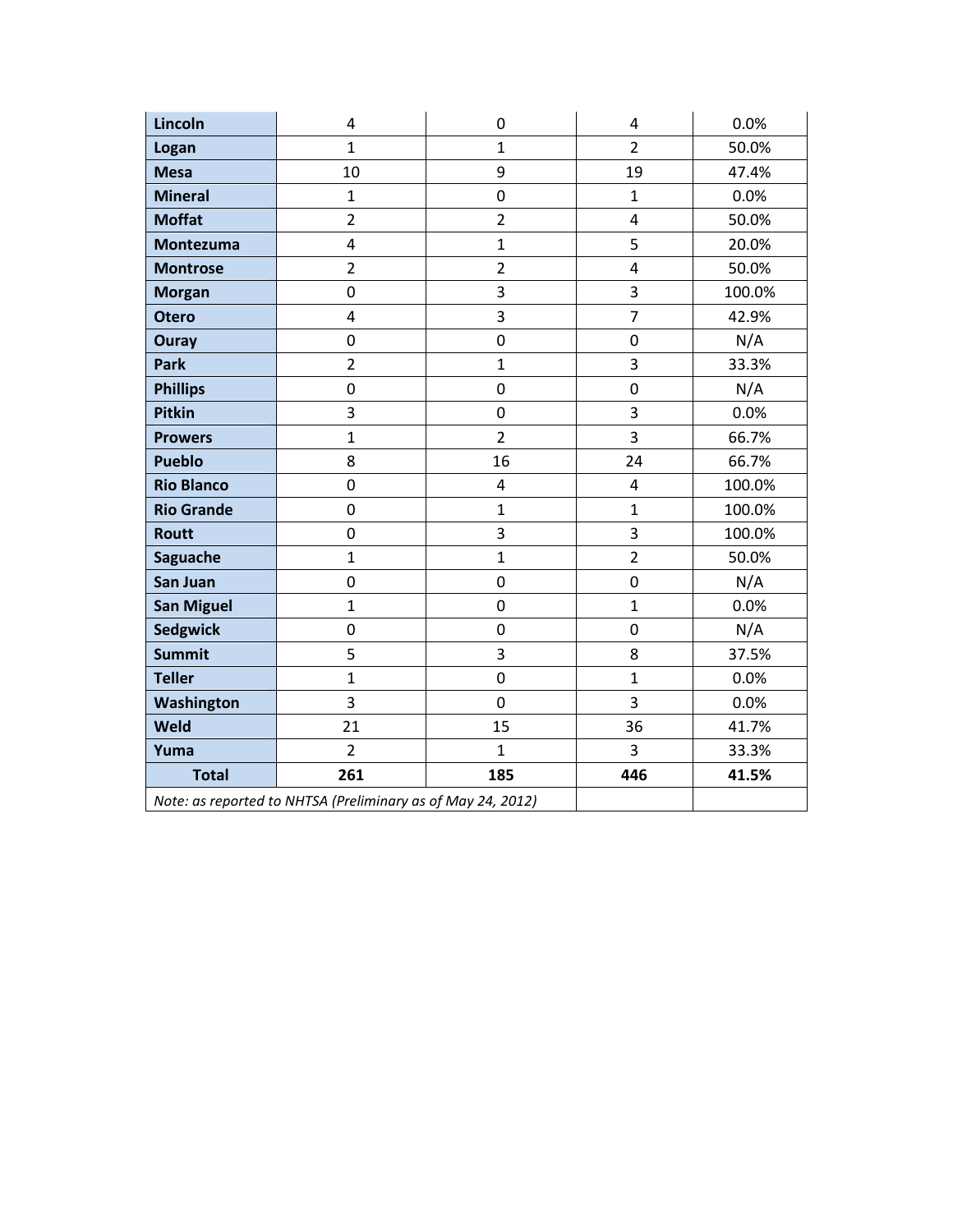| | | | | |
|---|---|---|---|---|
| **Lincoln** | 4 | 0 | 4 | 0.0% |
| **Logan** | 1 | 1 | 2 | 50.0% |
| **Mesa** | 10 | 9 | 19 | 47.4% |
| **Mineral** | 1 | 0 | 1 | 0.0% |
| **Moffat** | 2 | 2 | 4 | 50.0% |
| **Montezuma** | 4 | 1 | 5 | 20.0% |
| **Montrose** | 2 | 2 | 4 | 50.0% |
| **Morgan** | 0 | 3 | 3 | 100.0% |
| **Otero** | 4 | 3 | 7 | 42.9% |
| **Ouray** | 0 | 0 | 0 | N/A |
| **Park** | 2 | 1 | 3 | 33.3% |
| **Phillips** | 0 | 0 | 0 | N/A |
| **Pitkin** | 3 | 0 | 3 | 0.0% |
| **Prowers** | 1 | 2 | 3 | 66.7% |
| **Pueblo** | 8 | 16 | 24 | 66.7% |
| **Rio Blanco** | 0 | 4 | 4 | 100.0% |
| **Rio Grande** | 0 | 1 | 1 | 100.0% |
| **Routt** | 0 | 3 | 3 | 100.0% |
| **Saguache** | 1 | 1 | 2 | 50.0% |
| **San Juan** | 0 | 0 | 0 | N/A |
| **San Miguel** | 1 | 0 | 1 | 0.0% |
| **Sedgwick** | 0 | 0 | 0 | N/A |
| **Summit** | 5 | 3 | 8 | 37.5% |
| **Teller** | 1 | 0 | 1 | 0.0% |
| **Washington** | 3 | 0 | 3 | 0.0% |
| **Weld** | 21 | 15 | 36 | 41.7% |
| **Yuma** | 2 | 1 | 3 | 33.3% |
| **Total** | **261** | **185** | **446** | **41.5%** |
| *Note: as reported to NHTSA (Preliminary as of May 24, 2012)* | | | | |